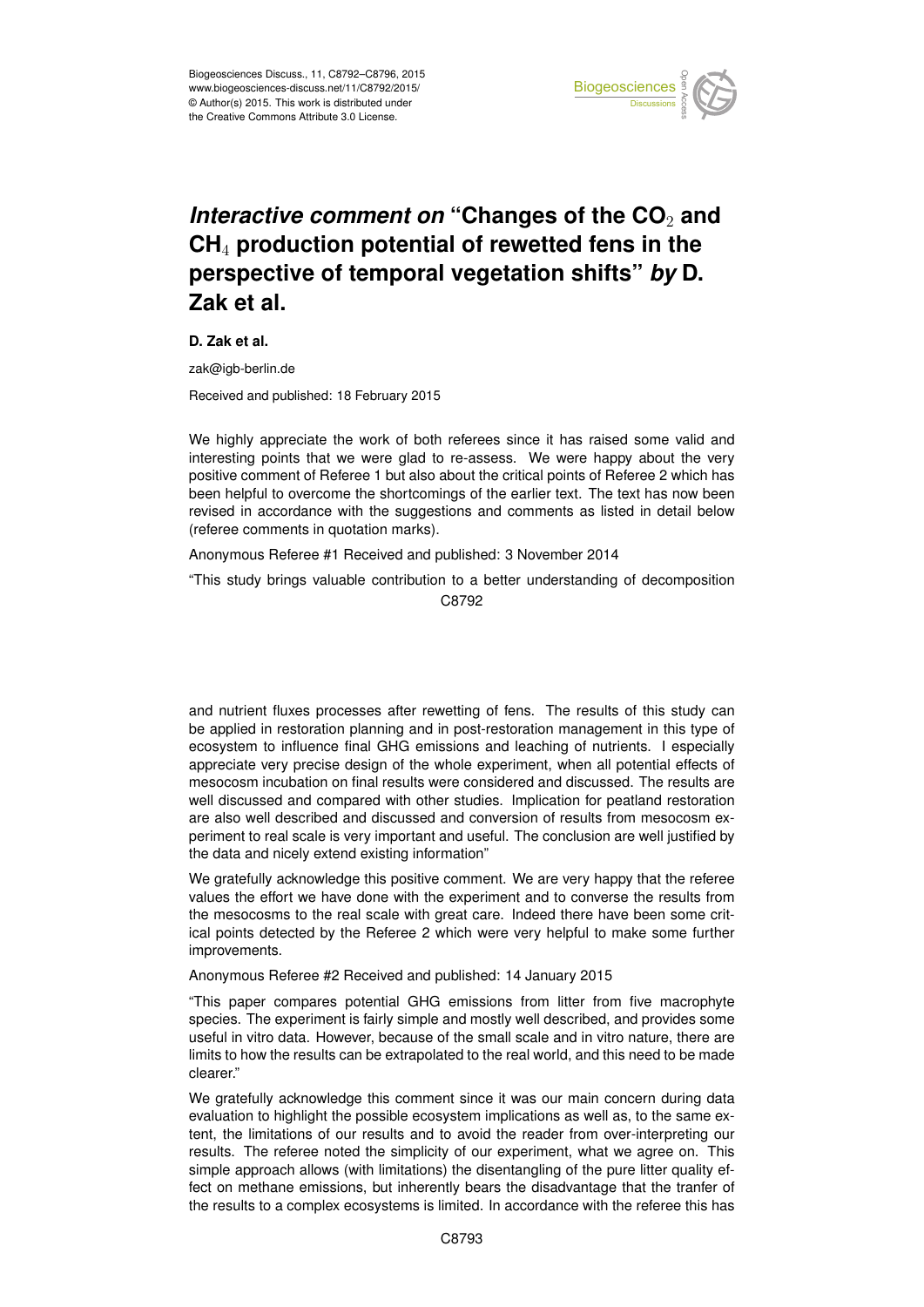# *Interactive comment on* "Changes of the $CO_2$ and $CH_4$ production potential of rewetted fens in the perspective of temporal vegetation shifts" *by* D. Zak et al.

**D. Zak et al.**

zak@igb-berlin.de

Received and published: 18 February 2015

We highly appreciate the work of both referees since it has raised some valid and interesting points that we were glad to re-assess. We were happy about the very positive comment of Referee 1 but also about the critical points of Referee 2 which has been helpful to overcome the shortcomings of the earlier text. The text has now been revised in accordance with the suggestions and comments as listed in detail below (referee comments in quotation marks).

Anonymous Referee #1 Received and published: 3 November 2014

"This study brings valuable contribution to a better understanding of decomposition and nutrient fluxes processes after rewetting of fens. The results of this study can be applied in restoration planning and in post-restoration management in this type of ecosystem to influence final GHG emissions and leaching of nutrients. I especially appreciate very precise design of the whole experiment, when all potential effects of mesocosm incubation on final results were considered and discussed. The results are well discussed and compared with other studies. Implication for peatland restoration are also well described and discussed and conversion of results from mesocosm experiment to real scale is very important and useful. The conclusion are well justified by the data and nicely extend existing information"

We gratefully acknowledge this positive comment. We are very happy that the referee values the effort we have done with the experiment and to converse the results from the mesocosms to the real scale with great care. Indeed there have been some critical points detected by the Referee 2 which were very helpful to make some further improvements.

Anonymous Referee #2 Received and published: 14 January 2015

"This paper compares potential GHG emissions from litter from five macrophyte species. The experiment is fairly simple and mostly well described, and provides some useful in vitro data. However, because of the small scale and in vitro nature, there are limits to how the results can be extrapolated to the real world, and this need to be made clearer."

We gratefully acknowledge this comment since it was our main concern during data evaluation to highlight the possible ecosystem implications as well as, to the same extent, the limitations of our results and to avoid the reader from over-interpreting our results. The referee noted the simplicity of our experiment, what we agree on. This simple approach allows (with limitations) the disentangling of the pure litter quality effect on methane emissions, but inherently bears the disadvantage that the tranfer of the results to a complex ecosystems is limited. In accordance with the referee this has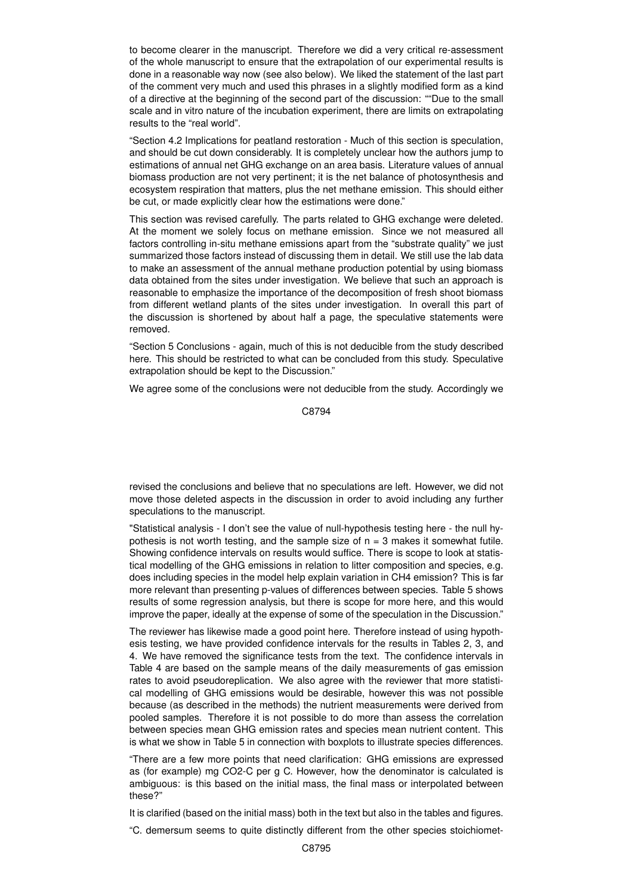to become clearer in the manuscript. Therefore we did a very critical re-assessment of the whole manuscript to ensure that the extrapolation of our experimental results is done in a reasonable way now (see also below). We liked the statement of the last part of the comment very much and used this phrases in a slightly modified form as a kind of a directive at the beginning of the second part of the discussion: ""Due to the small scale and in vitro nature of the incubation experiment, there are limits on extrapolating results to the "real world".

"Section 4.2 Implications for peatland restoration - Much of this section is speculation, and should be cut down considerably. It is completely unclear how the authors jump to estimations of annual net GHG exchange on an area basis. Literature values of annual biomass production are not very pertinent; it is the net balance of photosynthesis and ecosystem respiration that matters, plus the net methane emission. This should either be cut, or made explicitly clear how the estimations were done."

This section was revised carefully. The parts related to GHG exchange were deleted. At the moment we solely focus on methane emission. Since we not measured all factors controlling in-situ methane emissions apart from the "substrate quality" we just summarized those factors instead of discussing them in detail. We still use the lab data to make an assessment of the annual methane production potential by using biomass data obtained from the sites under investigation. We believe that such an approach is reasonable to emphasize the importance of the decomposition of fresh shoot biomass from different wetland plants of the sites under investigation. In overall this part of the discussion is shortened by about half a page, the speculative statements were removed.

"Section 5 Conclusions - again, much of this is not deducible from the study described here. This should be restricted to what can be concluded from this study. Speculative extrapolation should be kept to the Discussion."

We agree some of the conclusions were not deducible from the study. Accordingly we revised the conclusions and believe that no speculations are left. However, we did not move those deleted aspects in the discussion in order to avoid including any further speculations to the manuscript.

"Statistical analysis - I don't see the value of null-hypothesis testing here - the null hypothesis is not worth testing, and the sample size of $n = 3$ makes it somewhat futile. Showing confidence intervals on results would suffice. There is scope to look at statistical modelling of the GHG emissions in relation to litter composition and species, e.g. does including species in the model help explain variation in $CH_4$ emission? This is far more relevant than presenting p-values of differences between species. Table 5 shows results of some regression analysis, but there is scope for more here, and this would improve the paper, ideally at the expense of some of the speculation in the Discussion."

The reviewer has likewise made a good point here. Therefore instead of using hypothesis testing, we have provided confidence intervals for the results in Tables 2, 3, and 4. We have removed the significance tests from the text. The confidence intervals in Table 4 are based on the sample means of the daily measurements of gas emission rates to avoid pseudoreplication. We also agree with the reviewer that more statistical modelling of GHG emissions would be desirable, however this was not possible because (as described in the methods) the nutrient measurements were derived from pooled samples. Therefore it is not possible to do more than assess the correlation between species mean GHG emission rates and species mean nutrient content. This is what we show in Table 5 in connection with boxplots to illustrate species differences.

"There are a few more points that need clarification: GHG emissions are expressed as (for example) mg $CO_2$-C per g C. However, how the denominator is calculated is ambiguous: is this based on the initial mass, the final mass or interpolated between these?"

It is clarified (based on the initial mass) both in the text but also in the tables and figures.

"C. demersum seems to quite distinctly different from the other species stoichiomet-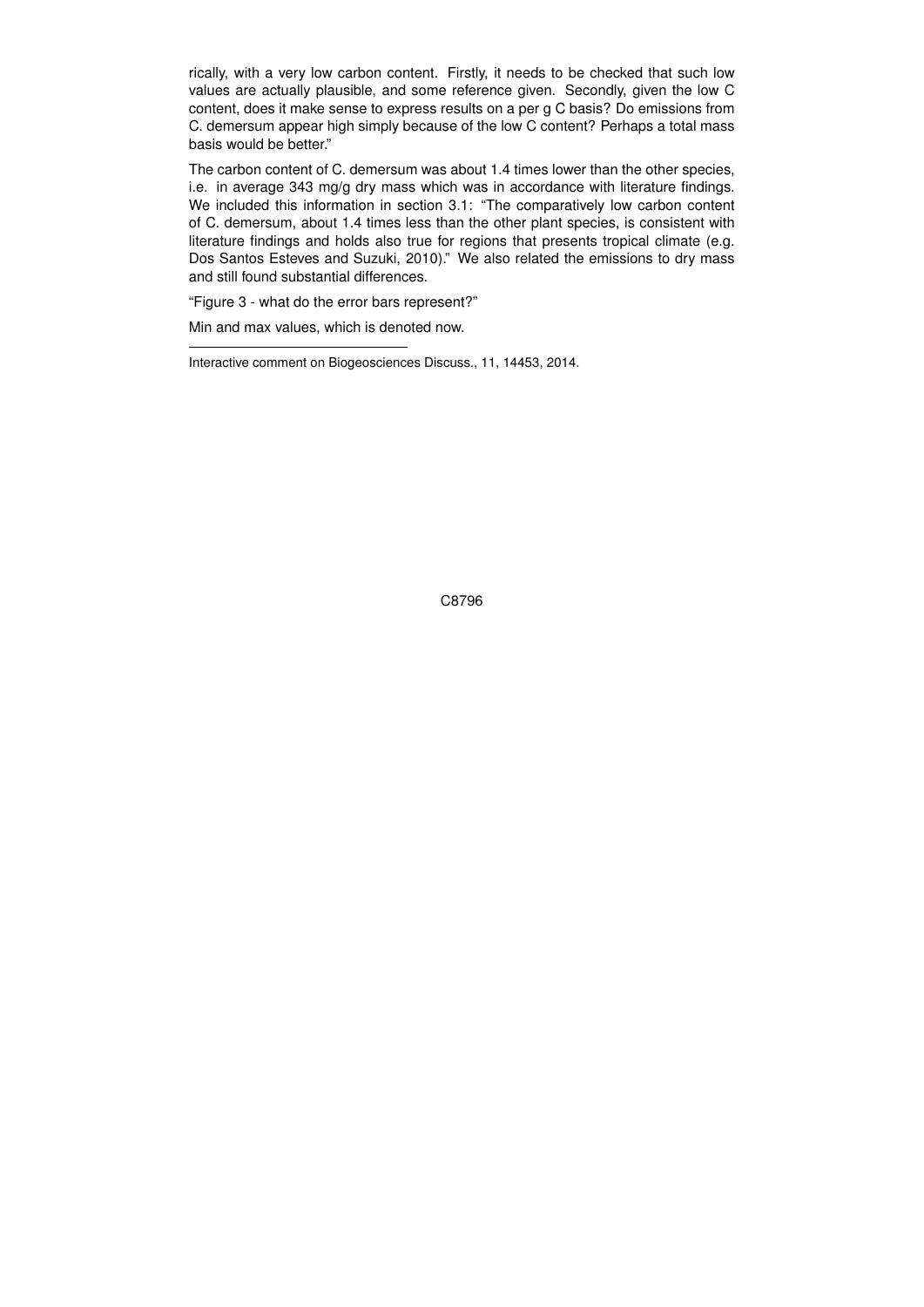rically, with a very low carbon content. Firstly, it needs to be checked that such low values are actually plausible, and some reference given. Secondly, given the low C content, does it make sense to express results on a per g C basis? Do emissions from C. demersum appear high simply because of the low C content? Perhaps a total mass basis would be better."

The carbon content of C. demersum was about 1.4 times lower than the other species, i.e. in average 343 mg/g dry mass which was in accordance with literature findings. We included this information in section 3.1: "The comparatively low carbon content of C. demersum, about 1.4 times less than the other plant species, is consistent with literature findings and holds also true for regions that presents tropical climate (e.g. Dos Santos Esteves and Suzuki, 2010)." We also related the emissions to dry mass and still found substantial differences.

"Figure 3 - what do the error bars represent?"

Min and max values, which is denoted now.

---

Interactive comment on Biogeosciences Discuss., 11, 14453, 2014.